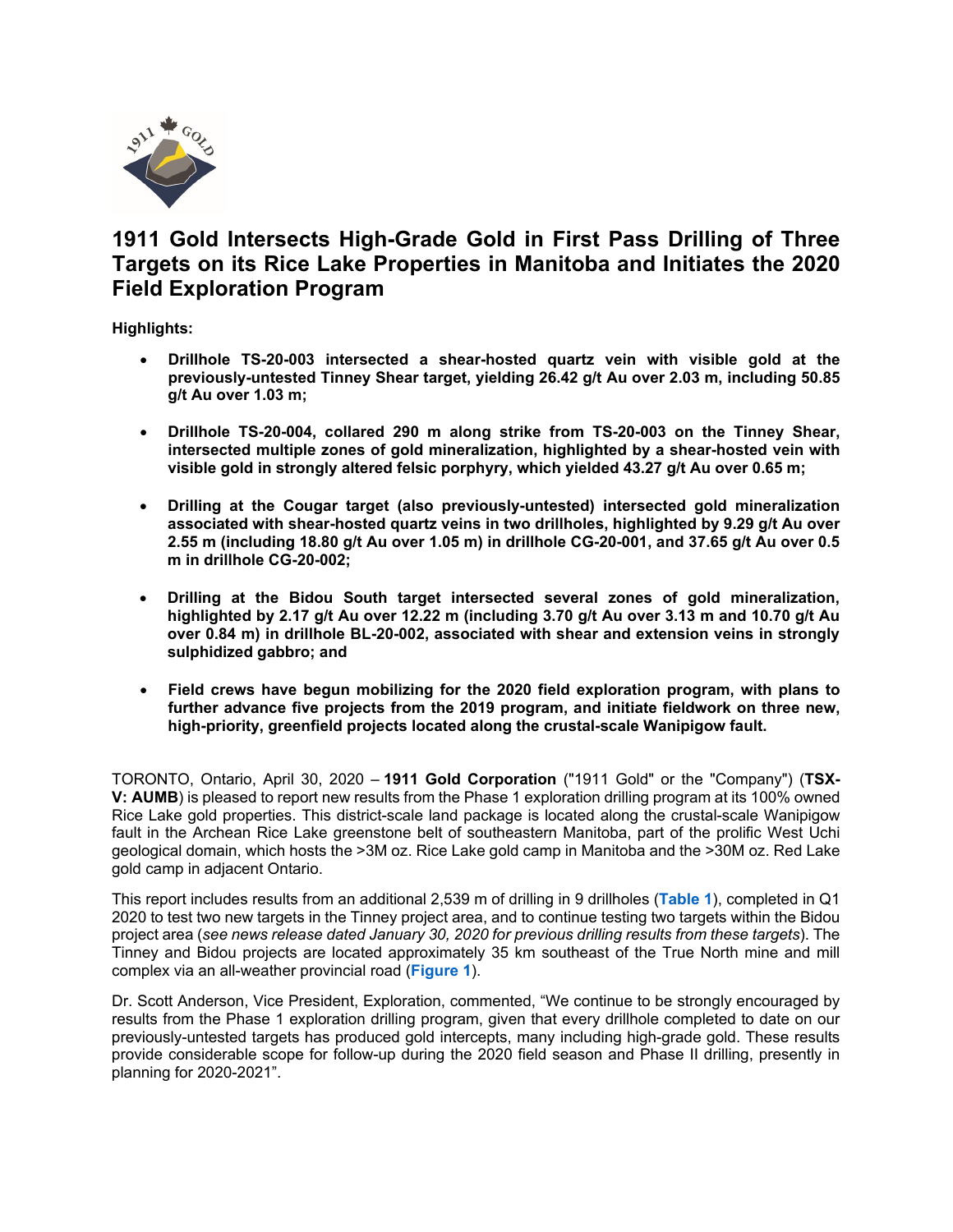# 1911 Gold Intersects High-Grade Gold in First Pass Drilling of Three Targets on its Rice Lake Properties in Manitoba and Initiates the 2020 Field Exploration Program

**Highlights:**

- **Drillhole TS-20-003 intersected a shear-hosted quartz vein with visible gold at the previously-untested Tinney Shear target, yielding 26.42 g/t Au over 2.03 m, including 50.85 g/t Au over 1.03 m;**

- **Drillhole TS-20-004, collared 290 m along strike from TS-20-003 on the Tinney Shear, intersected multiple zones of gold mineralization, highlighted by a shear-hosted vein with visible gold in strongly altered felsic porphyry, which yielded 43.27 g/t Au over 0.65 m;**

- **Drilling at the Cougar target (also previously-untested) intersected gold mineralization associated with shear-hosted quartz veins in two drillholes, highlighted by 9.29 g/t Au over 2.55 m (including 18.80 g/t Au over 1.05 m) in drillhole CG-20-001, and 37.65 g/t Au over 0.5 m in drillhole CG-20-002;**

- **Drilling at the Bidou South target intersected several zones of gold mineralization, highlighted by 2.17 g/t Au over 12.22 m (including 3.70 g/t Au over 3.13 m and 10.70 g/t Au over 0.84 m) in drillhole BL-20-002, associated with shear and extension veins in strongly sulphidized gabbro; and**

- **Field crews have begun mobilizing for the 2020 field exploration program, with plans to further advance five projects from the 2019 program, and initiate fieldwork on three new, high-priority, greenfield projects located along the crustal-scale Wanipigow fault.**

TORONTO, Ontario, April 30, 2020 – **1911 Gold Corporation** ("1911 Gold" or the "Company") (**TSX-V: AUMB**) is pleased to report new results from the Phase 1 exploration drilling program at its 100% owned Rice Lake gold properties. This district-scale land package is located along the crustal-scale Wanipigow fault in the Archean Rice Lake greenstone belt of southeastern Manitoba, part of the prolific West Uchi geological domain, which hosts the >3M oz. Rice Lake gold camp in Manitoba and the >30M oz. Red Lake gold camp in adjacent Ontario.

This report includes results from an additional 2,539 m of drilling in 9 drillholes (**Table 1**), completed in Q1 2020 to test two new targets in the Tinney project area, and to continue testing two targets within the Bidou project area (*see news release dated January 30, 2020 for previous drilling results from these targets*). The Tinney and Bidou projects are located approximately 35 km southeast of the True North mine and mill complex via an all-weather provincial road (**Figure 1**).

Dr. Scott Anderson, Vice President, Exploration, commented, "We continue to be strongly encouraged by results from the Phase 1 exploration drilling program, given that every drillhole completed to date on our previously-untested targets has produced gold intercepts, many including high-grade gold. These results provide considerable scope for follow-up during the 2020 field season and Phase II drilling, presently in planning for 2020-2021".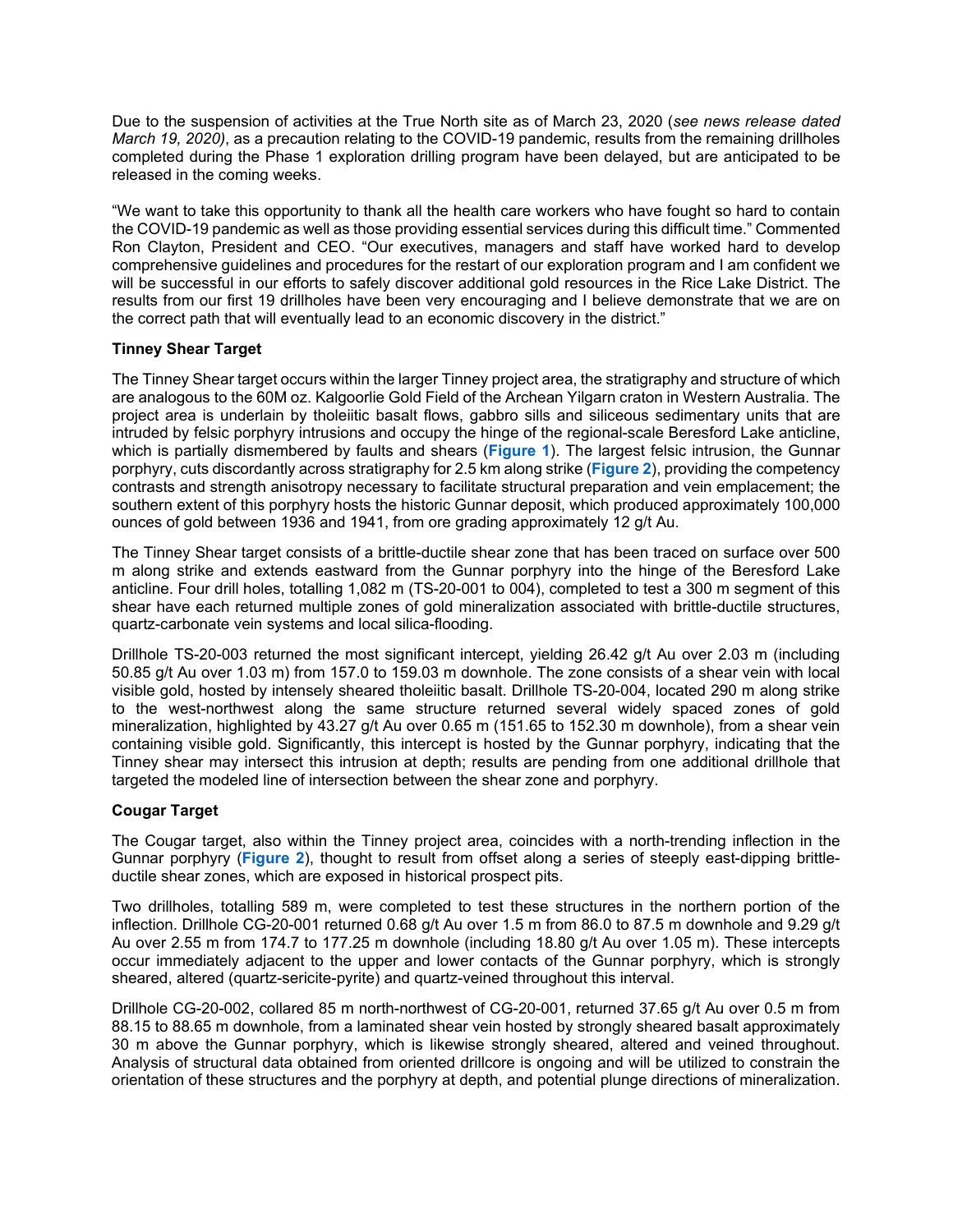Due to the suspension of activities at the True North site as of March 23, 2020 (*see news release dated March 19, 2020)*, as a precaution relating to the COVID-19 pandemic, results from the remaining drillholes completed during the Phase 1 exploration drilling program have been delayed, but are anticipated to be released in the coming weeks.

"We want to take this opportunity to thank all the health care workers who have fought so hard to contain the COVID-19 pandemic as well as those providing essential services during this difficult time." Commented Ron Clayton, President and CEO. "Our executives, managers and staff have worked hard to develop comprehensive guidelines and procedures for the restart of our exploration program and I am confident we will be successful in our efforts to safely discover additional gold resources in the Rice Lake District. The results from our first 19 drillholes have been very encouraging and I believe demonstrate that we are on the correct path that will eventually lead to an economic discovery in the district."

**Tinney Shear Target**

The Tinney Shear target occurs within the larger Tinney project area, the stratigraphy and structure of which are analogous to the 60M oz. Kalgoorlie Gold Field of the Archean Yilgarn craton in Western Australia. The project area is underlain by tholeiitic basalt flows, gabbro sills and siliceous sedimentary units that are intruded by felsic porphyry intrusions and occupy the hinge of the regional-scale Beresford Lake anticline, which is partially dismembered by faults and shears (**Figure 1**). The largest felsic intrusion, the Gunnar porphyry, cuts discordantly across stratigraphy for 2.5 km along strike (**Figure 2**), providing the competency contrasts and strength anisotropy necessary to facilitate structural preparation and vein emplacement; the southern extent of this porphyry hosts the historic Gunnar deposit, which produced approximately 100,000 ounces of gold between 1936 and 1941, from ore grading approximately 12 g/t Au.

The Tinney Shear target consists of a brittle-ductile shear zone that has been traced on surface over 500 m along strike and extends eastward from the Gunnar porphyry into the hinge of the Beresford Lake anticline. Four drill holes, totalling 1,082 m (TS-20-001 to 004), completed to test a 300 m segment of this shear have each returned multiple zones of gold mineralization associated with brittle-ductile structures, quartz-carbonate vein systems and local silica-flooding.

Drillhole TS-20-003 returned the most significant intercept, yielding 26.42 g/t Au over 2.03 m (including 50.85 g/t Au over 1.03 m) from 157.0 to 159.03 m downhole. The zone consists of a shear vein with local visible gold, hosted by intensely sheared tholeiitic basalt. Drillhole TS-20-004, located 290 m along strike to the west-northwest along the same structure returned several widely spaced zones of gold mineralization, highlighted by 43.27 g/t Au over 0.65 m (151.65 to 152.30 m downhole), from a shear vein containing visible gold. Significantly, this intercept is hosted by the Gunnar porphyry, indicating that the Tinney shear may intersect this intrusion at depth; results are pending from one additional drillhole that targeted the modeled line of intersection between the shear zone and porphyry.

**Cougar Target**

The Cougar target, also within the Tinney project area, coincides with a north-trending inflection in the Gunnar porphyry (**Figure 2**), thought to result from offset along a series of steeply east-dipping brittle-ductile shear zones, which are exposed in historical prospect pits.

Two drillholes, totalling 589 m, were completed to test these structures in the northern portion of the inflection. Drillhole CG-20-001 returned 0.68 g/t Au over 1.5 m from 86.0 to 87.5 m downhole and 9.29 g/t Au over 2.55 m from 174.7 to 177.25 m downhole (including 18.80 g/t Au over 1.05 m). These intercepts occur immediately adjacent to the upper and lower contacts of the Gunnar porphyry, which is strongly sheared, altered (quartz-sericite-pyrite) and quartz-veined throughout this interval.

Drillhole CG-20-002, collared 85 m north-northwest of CG-20-001, returned 37.65 g/t Au over 0.5 m from 88.15 to 88.65 m downhole, from a laminated shear vein hosted by strongly sheared basalt approximately 30 m above the Gunnar porphyry, which is likewise strongly sheared, altered and veined throughout. Analysis of structural data obtained from oriented drillcore is ongoing and will be utilized to constrain the orientation of these structures and the porphyry at depth, and potential plunge directions of mineralization.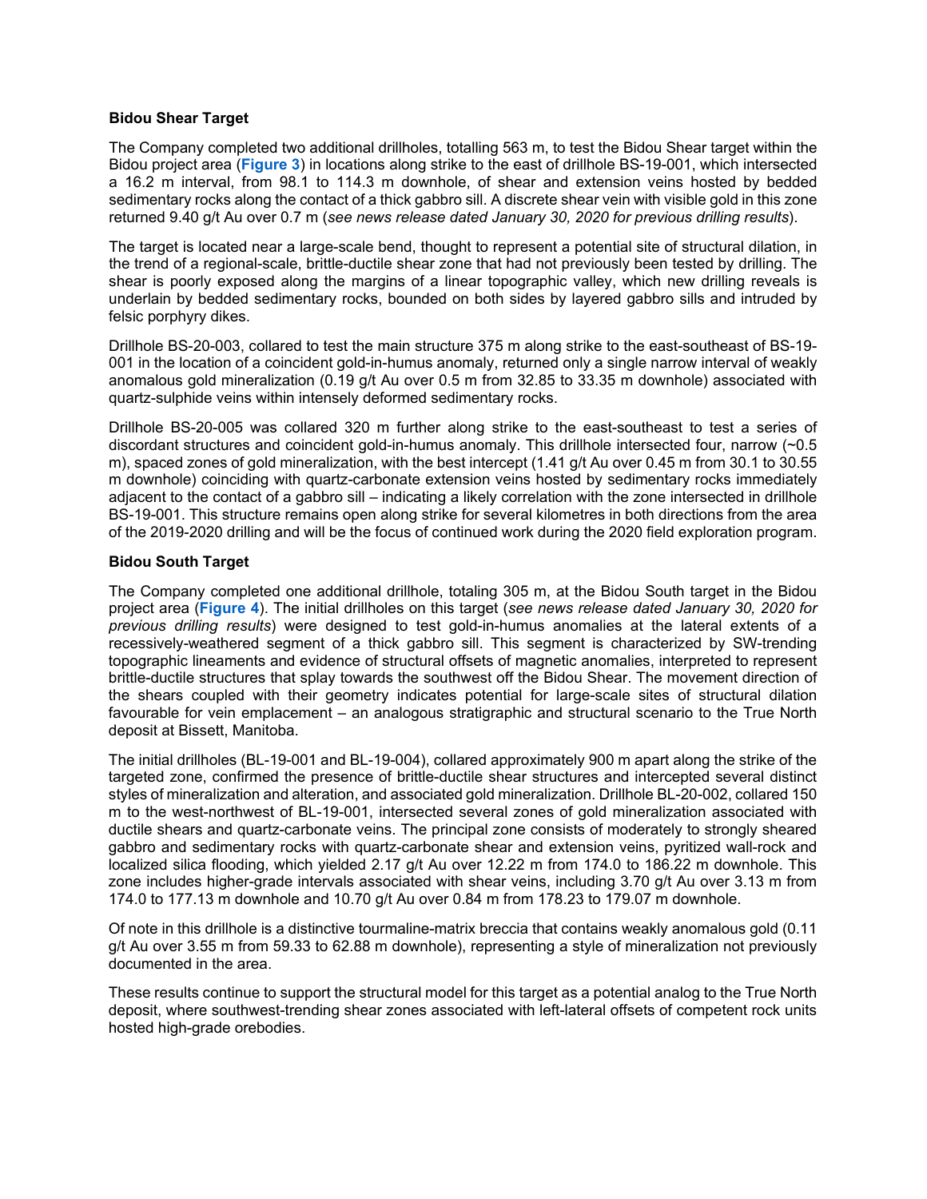**Bidou Shear Target**

The Company completed two additional drillholes, totalling 563 m, to test the Bidou Shear target within the Bidou project area (**Figure 3**) in locations along strike to the east of drillhole BS-19-001, which intersected a 16.2 m interval, from 98.1 to 114.3 m downhole, of shear and extension veins hosted by bedded sedimentary rocks along the contact of a thick gabbro sill. A discrete shear vein with visible gold in this zone returned 9.40 g/t Au over 0.7 m (*see news release dated January 30, 2020 for previous drilling results*).

The target is located near a large-scale bend, thought to represent a potential site of structural dilation, in the trend of a regional-scale, brittle-ductile shear zone that had not previously been tested by drilling. The shear is poorly exposed along the margins of a linear topographic valley, which new drilling reveals is underlain by bedded sedimentary rocks, bounded on both sides by layered gabbro sills and intruded by felsic porphyry dikes.

Drillhole BS-20-003, collared to test the main structure 375 m along strike to the east-southeast of BS-19-001 in the location of a coincident gold-in-humus anomaly, returned only a single narrow interval of weakly anomalous gold mineralization (0.19 g/t Au over 0.5 m from 32.85 to 33.35 m downhole) associated with quartz-sulphide veins within intensely deformed sedimentary rocks.

Drillhole BS-20-005 was collared 320 m further along strike to the east-southeast to test a series of discordant structures and coincident gold-in-humus anomaly. This drillhole intersected four, narrow (~0.5 m), spaced zones of gold mineralization, with the best intercept (1.41 g/t Au over 0.45 m from 30.1 to 30.55 m downhole) coinciding with quartz-carbonate extension veins hosted by sedimentary rocks immediately adjacent to the contact of a gabbro sill – indicating a likely correlation with the zone intersected in drillhole BS-19-001. This structure remains open along strike for several kilometres in both directions from the area of the 2019-2020 drilling and will be the focus of continued work during the 2020 field exploration program.

**Bidou South Target**

The Company completed one additional drillhole, totaling 305 m, at the Bidou South target in the Bidou project area (**Figure 4**). The initial drillholes on this target (*see news release dated January 30, 2020 for previous drilling results*) were designed to test gold-in-humus anomalies at the lateral extents of a recessively-weathered segment of a thick gabbro sill. This segment is characterized by SW-trending topographic lineaments and evidence of structural offsets of magnetic anomalies, interpreted to represent brittle-ductile structures that splay towards the southwest off the Bidou Shear. The movement direction of the shears coupled with their geometry indicates potential for large-scale sites of structural dilation favourable for vein emplacement – an analogous stratigraphic and structural scenario to the True North deposit at Bissett, Manitoba.

The initial drillholes (BL-19-001 and BL-19-004), collared approximately 900 m apart along the strike of the targeted zone, confirmed the presence of brittle-ductile shear structures and intercepted several distinct styles of mineralization and alteration, and associated gold mineralization. Drillhole BL-20-002, collared 150 m to the west-northwest of BL-19-001, intersected several zones of gold mineralization associated with ductile shears and quartz-carbonate veins. The principal zone consists of moderately to strongly sheared gabbro and sedimentary rocks with quartz-carbonate shear and extension veins, pyritized wall-rock and localized silica flooding, which yielded 2.17 g/t Au over 12.22 m from 174.0 to 186.22 m downhole. This zone includes higher-grade intervals associated with shear veins, including 3.70 g/t Au over 3.13 m from 174.0 to 177.13 m downhole and 10.70 g/t Au over 0.84 m from 178.23 to 179.07 m downhole.

Of note in this drillhole is a distinctive tourmaline-matrix breccia that contains weakly anomalous gold (0.11 g/t Au over 3.55 m from 59.33 to 62.88 m downhole), representing a style of mineralization not previously documented in the area.

These results continue to support the structural model for this target as a potential analog to the True North deposit, where southwest-trending shear zones associated with left-lateral offsets of competent rock units hosted high-grade orebodies.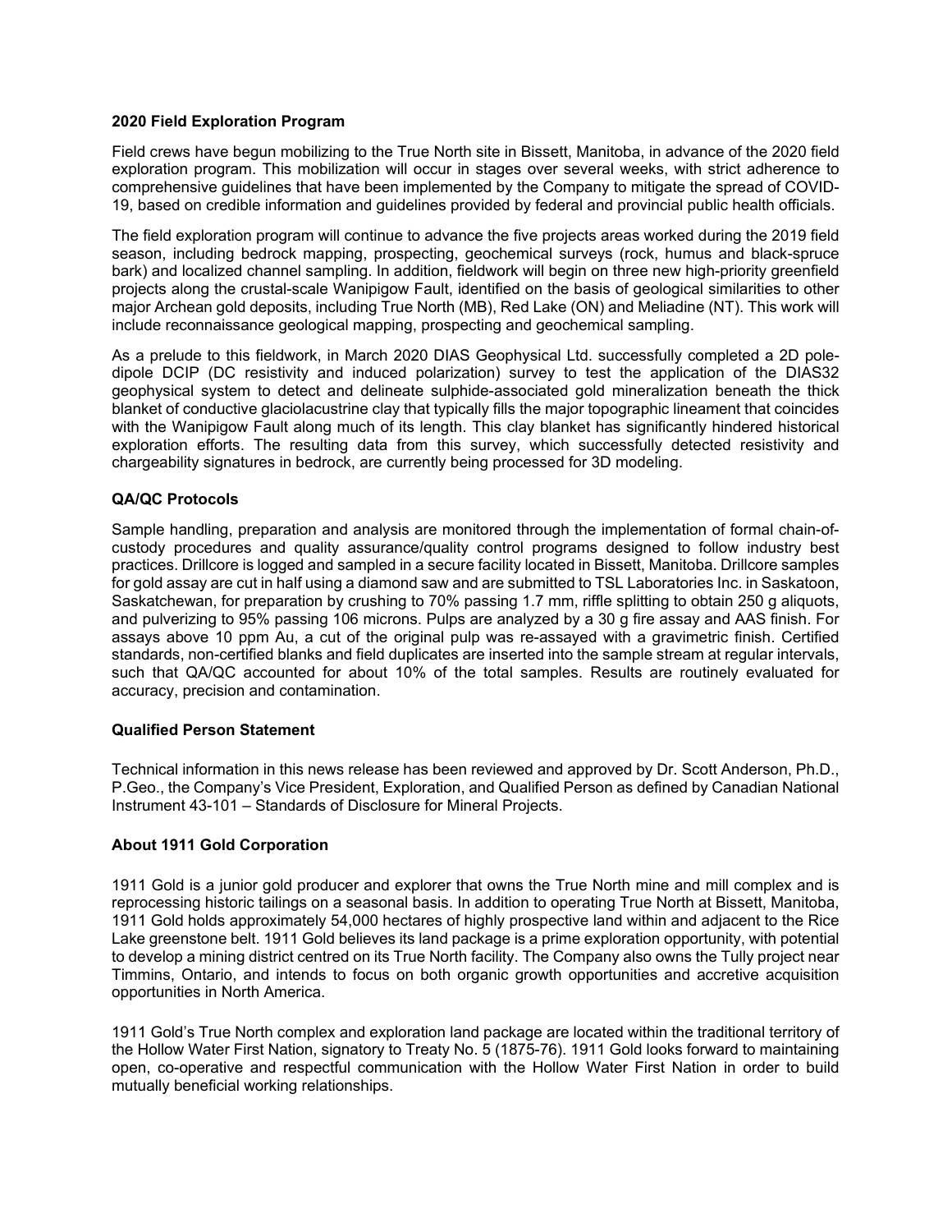**2020 Field Exploration Program**

Field crews have begun mobilizing to the True North site in Bissett, Manitoba, in advance of the 2020 field exploration program. This mobilization will occur in stages over several weeks, with strict adherence to comprehensive guidelines that have been implemented by the Company to mitigate the spread of COVID-19, based on credible information and guidelines provided by federal and provincial public health officials.

The field exploration program will continue to advance the five projects areas worked during the 2019 field season, including bedrock mapping, prospecting, geochemical surveys (rock, humus and black-spruce bark) and localized channel sampling. In addition, fieldwork will begin on three new high-priority greenfield projects along the crustal-scale Wanipigow Fault, identified on the basis of geological similarities to other major Archean gold deposits, including True North (MB), Red Lake (ON) and Meliadine (NT). This work will include reconnaissance geological mapping, prospecting and geochemical sampling.

As a prelude to this fieldwork, in March 2020 DIAS Geophysical Ltd. successfully completed a 2D pole-dipole DCIP (DC resistivity and induced polarization) survey to test the application of the DIAS32 geophysical system to detect and delineate sulphide-associated gold mineralization beneath the thick blanket of conductive glaciolacustrine clay that typically fills the major topographic lineament that coincides with the Wanipigow Fault along much of its length. This clay blanket has significantly hindered historical exploration efforts. The resulting data from this survey, which successfully detected resistivity and chargeability signatures in bedrock, are currently being processed for 3D modeling.

**QA/QC Protocols**

Sample handling, preparation and analysis are monitored through the implementation of formal chain-of-custody procedures and quality assurance/quality control programs designed to follow industry best practices. Drillcore is logged and sampled in a secure facility located in Bissett, Manitoba. Drillcore samples for gold assay are cut in half using a diamond saw and are submitted to TSL Laboratories Inc. in Saskatoon, Saskatchewan, for preparation by crushing to 70% passing 1.7 mm, riffle splitting to obtain 250 g aliquots, and pulverizing to 95% passing 106 microns. Pulps are analyzed by a 30 g fire assay and AAS finish. For assays above 10 ppm Au, a cut of the original pulp was re-assayed with a gravimetric finish. Certified standards, non-certified blanks and field duplicates are inserted into the sample stream at regular intervals, such that QA/QC accounted for about 10% of the total samples. Results are routinely evaluated for accuracy, precision and contamination.

**Qualified Person Statement**

Technical information in this news release has been reviewed and approved by Dr. Scott Anderson, Ph.D., P.Geo., the Company's Vice President, Exploration, and Qualified Person as defined by Canadian National Instrument 43-101 – Standards of Disclosure for Mineral Projects.

**About 1911 Gold Corporation**

1911 Gold is a junior gold producer and explorer that owns the True North mine and mill complex and is reprocessing historic tailings on a seasonal basis. In addition to operating True North at Bissett, Manitoba, 1911 Gold holds approximately 54,000 hectares of highly prospective land within and adjacent to the Rice Lake greenstone belt. 1911 Gold believes its land package is a prime exploration opportunity, with potential to develop a mining district centred on its True North facility. The Company also owns the Tully project near Timmins, Ontario, and intends to focus on both organic growth opportunities and accretive acquisition opportunities in North America.

1911 Gold's True North complex and exploration land package are located within the traditional territory of the Hollow Water First Nation, signatory to Treaty No. 5 (1875-76). 1911 Gold looks forward to maintaining open, co-operative and respectful communication with the Hollow Water First Nation in order to build mutually beneficial working relationships.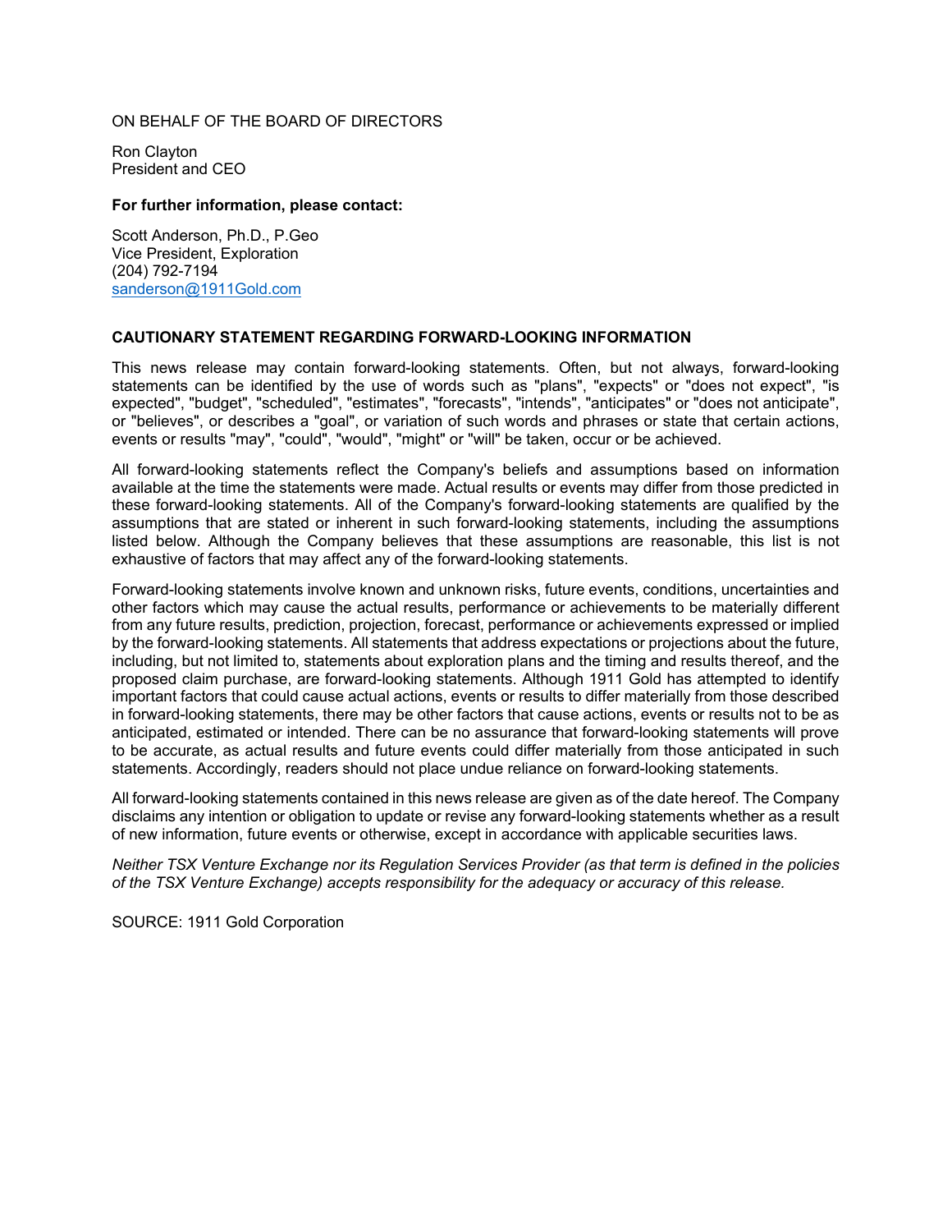ON BEHALF OF THE BOARD OF DIRECTORS

Ron Clayton
President and CEO

**For further information, please contact:**

Scott Anderson, Ph.D., P.Geo
Vice President, Exploration
(204) 792-7194
sanderson@1911Gold.com

**CAUTIONARY STATEMENT REGARDING FORWARD-LOOKING INFORMATION**

This news release may contain forward-looking statements. Often, but not always, forward-looking statements can be identified by the use of words such as "plans", "expects" or "does not expect", "is expected", "budget", "scheduled", "estimates", "forecasts", "intends", "anticipates" or "does not anticipate", or "believes", or describes a "goal", or variation of such words and phrases or state that certain actions, events or results "may", "could", "would", "might" or "will" be taken, occur or be achieved.

All forward-looking statements reflect the Company's beliefs and assumptions based on information available at the time the statements were made. Actual results or events may differ from those predicted in these forward-looking statements. All of the Company's forward-looking statements are qualified by the assumptions that are stated or inherent in such forward-looking statements, including the assumptions listed below. Although the Company believes that these assumptions are reasonable, this list is not exhaustive of factors that may affect any of the forward-looking statements.

Forward-looking statements involve known and unknown risks, future events, conditions, uncertainties and other factors which may cause the actual results, performance or achievements to be materially different from any future results, prediction, projection, forecast, performance or achievements expressed or implied by the forward-looking statements. All statements that address expectations or projections about the future, including, but not limited to, statements about exploration plans and the timing and results thereof, and the proposed claim purchase, are forward-looking statements. Although 1911 Gold has attempted to identify important factors that could cause actual actions, events or results to differ materially from those described in forward-looking statements, there may be other factors that cause actions, events or results not to be as anticipated, estimated or intended. There can be no assurance that forward-looking statements will prove to be accurate, as actual results and future events could differ materially from those anticipated in such statements. Accordingly, readers should not place undue reliance on forward-looking statements.

All forward-looking statements contained in this news release are given as of the date hereof. The Company disclaims any intention or obligation to update or revise any forward-looking statements whether as a result of new information, future events or otherwise, except in accordance with applicable securities laws.

*Neither TSX Venture Exchange nor its Regulation Services Provider (as that term is defined in the policies of the TSX Venture Exchange) accepts responsibility for the adequacy or accuracy of this release.*

SOURCE: 1911 Gold Corporation